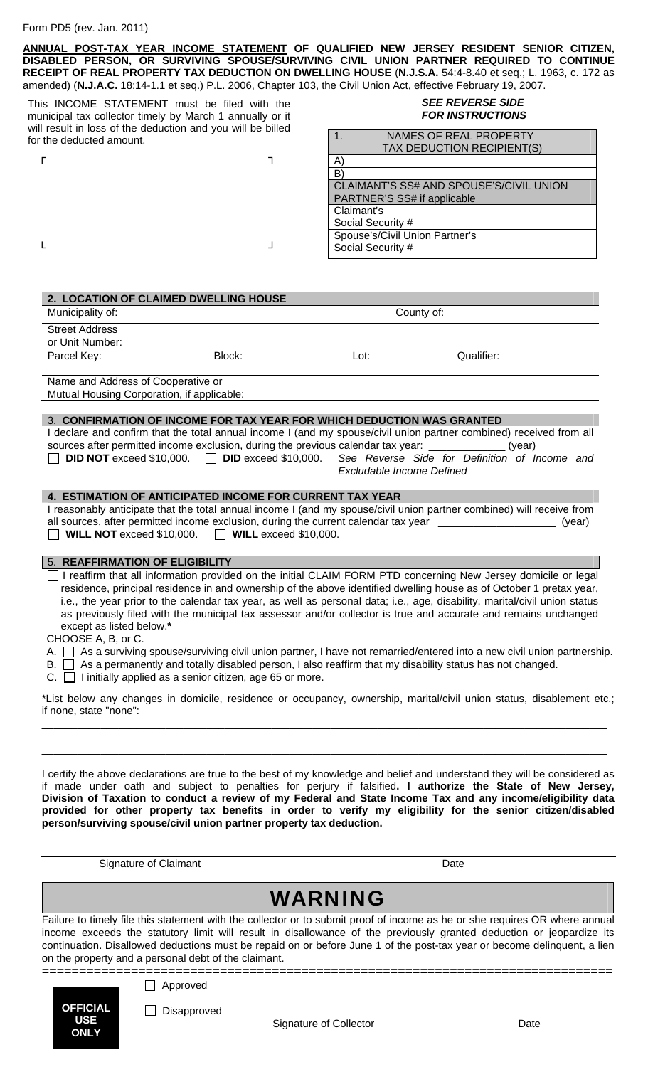Form PD5 (rev. Jan. 2011)

**ANNUAL POST-TAX YEAR INCOME STATEMENT OF QUALIFIED NEW JERSEY RESIDENT SENIOR CITIZEN, DISABLED PERSON, OR SURVIVING SPOUSE/SURVIVING CIVIL UNION PARTNER REQUIRED TO CONTINUE RECEIPT OF REAL PROPERTY TAX DEDUCTION ON DWELLING HOUSE** (**N.J.S.A.** 54:4-8.40 et seq.; L. 1963, c. 172 as amended) (**N.J.A.C.** 18:14-1.1 et seq.) P.L. 2006, Chapter 103, the Civil Union Act, effective February 19, 2007.

This INCOME STATEMENT must be filed with the municipal tax collector timely by March 1 annually or it will result in loss of the deduction and you will be billed for the deducted amount.

***SEE REVERSE SIDE FOR INSTRUCTIONS***

| 1. NAMES OF REAL PROPERTY TAX DEDUCTION RECIPIENT(S) |
|---|
| A) |
| B) |
| CLAIMANT'S SS# AND SPOUSE'S/CIVIL UNION PARTNER'S SS# if applicable |
| Claimant's Social Security # |
| Spouse's/Civil Union Partner's Social Security # |

## 2. LOCATION OF CLAIMED DWELLING HOUSE

| | | | |
|---|---|---|---|
| Municipality of: | | County of: | |
| Street Address or Unit Number: | | | |
| Parcel Key: | Block: | Lot: | Qualifier: |
| Name and Address of Cooperative or Mutual Housing Corporation, if applicable: | | | |

## 3. CONFIRMATION OF INCOME FOR TAX YEAR FOR WHICH DEDUCTION WAS GRANTED

I declare and confirm that the total annual income I (and my spouse/civil union partner combined) received from all sources after permitted income exclusion, during the previous calendar tax year: _____________ (year)

☐ **DID NOT** exceed $10,000. ☐ **DID** exceed $10,000. *See Reverse Side for Definition of Income and Excludable Income Defined*

## 4. ESTIMATION OF ANTICIPATED INCOME FOR CURRENT TAX YEAR

I reasonably anticipate that the total annual income I (and my spouse/civil union partner combined) will receive from all sources, after permitted income exclusion, during the current calendar tax year ___________________ (year)

☐ **WILL NOT** exceed $10,000. ☐ **WILL** exceed $10,000.

## 5. REAFFIRMATION OF ELIGIBILITY

☐ I reaffirm that all information provided on the initial CLAIM FORM PTD concerning New Jersey domicile or legal residence, principal residence in and ownership of the above identified dwelling house as of October 1 pretax year, i.e., the year prior to the calendar tax year, as well as personal data; i.e., age, disability, marital/civil union status as previously filed with the municipal tax assessor and/or collector is true and accurate and remains unchanged except as listed below.**\***

CHOOSE A, B, or C.

A. ☐ As a surviving spouse/surviving civil union partner, I have not remarried/entered into a new civil union partnership.

B. ☐ As a permanently and totally disabled person, I also reaffirm that my disability status has not changed.

C. ☐ I initially applied as a senior citizen, age 65 or more.

\*List below any changes in domicile, residence or occupancy, ownership, marital/civil union status, disablement etc.; if none, state "none":

_______________________________________________________________________________

_______________________________________________________________________________

I certify the above declarations are true to the best of my knowledge and belief and understand they will be considered as if made under oath and subject to penalties for perjury if falsified**. I authorize the State of New Jersey, Division of Taxation to conduct a review of my Federal and State Income Tax and any income/eligibility data provided for other property tax benefits in order to verify my eligibility for the senior citizen/disabled person/surviving spouse/civil union partner property tax deduction.**

Signature of Claimant ______________________ Date ______________

# WARNING

Failure to timely file this statement with the collector or to submit proof of income as he or she requires OR where annual income exceeds the statutory limit will result in disallowance of the previously granted deduction or jeopardize its continuation. Disallowed deductions must be repaid on or before June 1 of the post-tax year or become delinquent, a lien on the property and a personal debt of the claimant.

**OFFICIAL USE ONLY**

☐ Approved

☐ Disapproved

Signature of Collector ______________________ Date ______________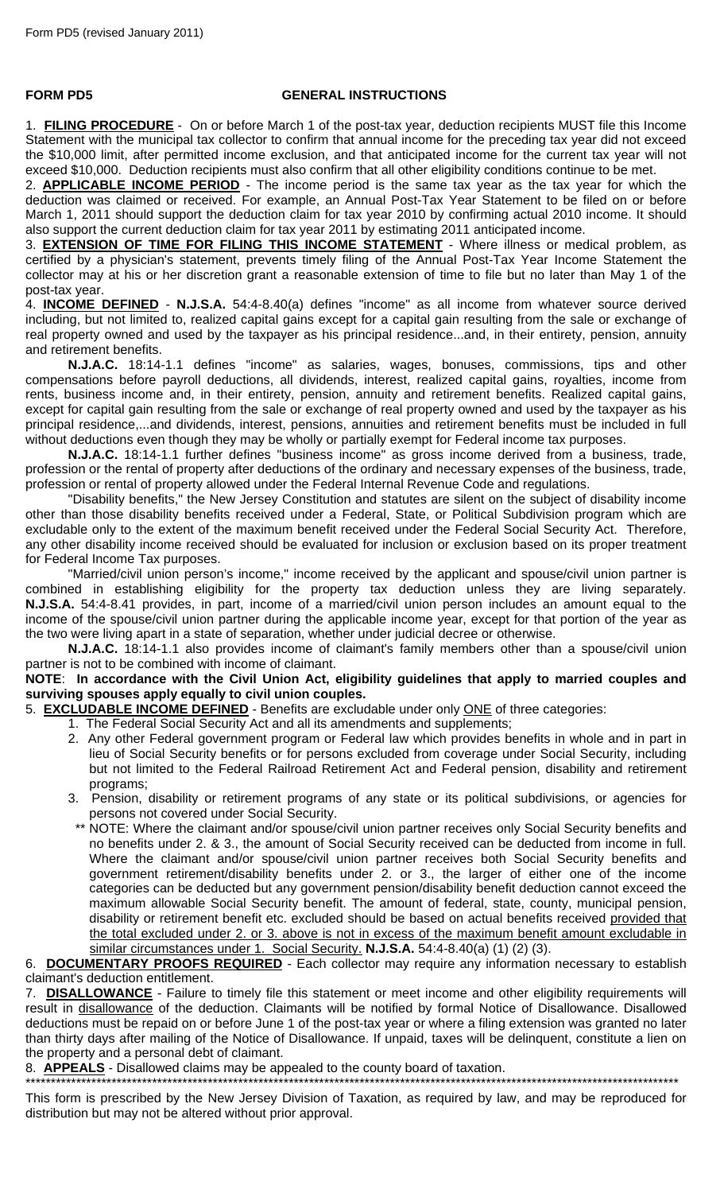Form PD5 (revised January 2011)

**FORM PD5** **GENERAL INSTRUCTIONS**

1. **FILING PROCEDURE** - On or before March 1 of the post-tax year, deduction recipients MUST file this Income Statement with the municipal tax collector to confirm that annual income for the preceding tax year did not exceed the $10,000 limit, after permitted income exclusion, and that anticipated income for the current tax year will not exceed $10,000. Deduction recipients must also confirm that all other eligibility conditions continue to be met.

2. **APPLICABLE INCOME PERIOD** - The income period is the same tax year as the tax year for which the deduction was claimed or received. For example, an Annual Post-Tax Year Statement to be filed on or before March 1, 2011 should support the deduction claim for tax year 2010 by confirming actual 2010 income. It should also support the current deduction claim for tax year 2011 by estimating 2011 anticipated income.

3. **EXTENSION OF TIME FOR FILING THIS INCOME STATEMENT** - Where illness or medical problem, as certified by a physician's statement, prevents timely filing of the Annual Post-Tax Year Income Statement the collector may at his or her discretion grant a reasonable extension of time to file but no later than May 1 of the post-tax year.

4. **INCOME DEFINED** - **N.J.S.A.** 54:4-8.40(a) defines "income" as all income from whatever source derived including, but not limited to, realized capital gains except for a capital gain resulting from the sale or exchange of real property owned and used by the taxpayer as his principal residence...and, in their entirety, pension, annuity and retirement benefits.

**N.J.A.C.** 18:14-1.1 defines "income" as salaries, wages, bonuses, commissions, tips and other compensations before payroll deductions, all dividends, interest, realized capital gains, royalties, income from rents, business income and, in their entirety, pension, annuity and retirement benefits. Realized capital gains, except for capital gain resulting from the sale or exchange of real property owned and used by the taxpayer as his principal residence,...and dividends, interest, pensions, annuities and retirement benefits must be included in full without deductions even though they may be wholly or partially exempt for Federal income tax purposes.

**N.J.A.C.** 18:14-1.1 further defines "business income" as gross income derived from a business, trade, profession or the rental of property after deductions of the ordinary and necessary expenses of the business, trade, profession or rental of property allowed under the Federal Internal Revenue Code and regulations.

"Disability benefits," the New Jersey Constitution and statutes are silent on the subject of disability income other than those disability benefits received under a Federal, State, or Political Subdivision program which are excludable only to the extent of the maximum benefit received under the Federal Social Security Act. Therefore, any other disability income received should be evaluated for inclusion or exclusion based on its proper treatment for Federal Income Tax purposes.

"Married/civil union person's income," income received by the applicant and spouse/civil union partner is combined in establishing eligibility for the property tax deduction unless they are living separately. **N.J.S.A.** 54:4-8.41 provides, in part, income of a married/civil union person includes an amount equal to the income of the spouse/civil union partner during the applicable income year, except for that portion of the year as the two were living apart in a state of separation, whether under judicial decree or otherwise.

**N.J.A.C.** 18:14-1.1 also provides income of claimant's family members other than a spouse/civil union partner is not to be combined with income of claimant.

**NOTE**: **In accordance with the Civil Union Act, eligibility guidelines that apply to married couples and surviving spouses apply equally to civil union couples.**

5. **EXCLUDABLE INCOME DEFINED** - Benefits are excludable under only ONE of three categories:
   1. The Federal Social Security Act and all its amendments and supplements;
   2. Any other Federal government program or Federal law which provides benefits in whole and in part in lieu of Social Security benefits or for persons excluded from coverage under Social Security, including but not limited to the Federal Railroad Retirement Act and Federal pension, disability and retirement programs;
   3. Pension, disability or retirement programs of any state or its political subdivisions, or agencies for persons not covered under Social Security.

   ** NOTE: Where the claimant and/or spouse/civil union partner receives only Social Security benefits and no benefits under 2. & 3., the amount of Social Security received can be deducted from income in full. Where the claimant and/or spouse/civil union partner receives both Social Security benefits and government retirement/disability benefits under 2. or 3., the larger of either one of the income categories can be deducted but any government pension/disability benefit deduction cannot exceed the maximum allowable Social Security benefit. The amount of federal, state, county, municipal pension, disability or retirement benefit etc. excluded should be based on actual benefits received provided that the total excluded under 2. or 3. above is not in excess of the maximum benefit amount excludable in similar circumstances under 1. Social Security. **N.J.S.A.** 54:4-8.40(a) (1) (2) (3).

6. **DOCUMENTARY PROOFS REQUIRED** - Each collector may require any information necessary to establish claimant's deduction entitlement.

7. **DISALLOWANCE** - Failure to timely file this statement or meet income and other eligibility requirements will result in disallowance of the deduction. Claimants will be notified by formal Notice of Disallowance. Disallowed deductions must be repaid on or before June 1 of the post-tax year or where a filing extension was granted no later than thirty days after mailing of the Notice of Disallowance. If unpaid, taxes will be delinquent, constitute a lien on the property and a personal debt of claimant.

8. **APPEALS** - Disallowed claims may be appealed to the county board of taxation.

---

This form is prescribed by the New Jersey Division of Taxation, as required by law, and may be reproduced for distribution but may not be altered without prior approval.